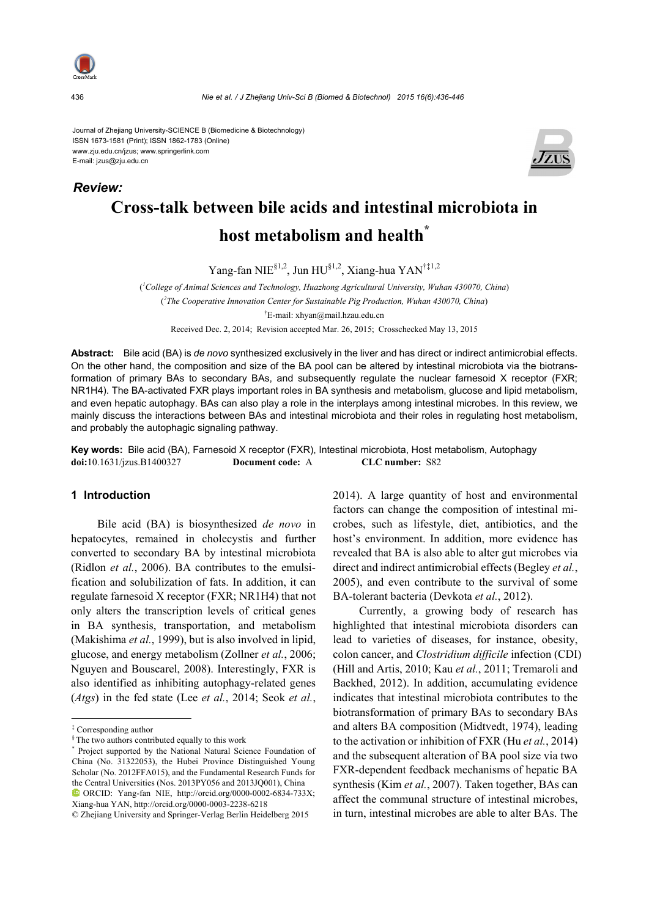Journal of Zhejiang University-SCIENCE B (Biomedicine & Biotechnology)
ISSN 1673-1581 (Print); ISSN 1862-1783 (Online)
www.zju.edu.cn/jzus; www.springerlink.com
E-mail: jzus@zju.edu.cn

***Review:***

# Cross-talk between bile acids and intestinal microbiota in host metabolism and health*

Yang-fan NIE[§1,2], Jun HU[§1,2], Xiang-hua YAN[†‡1,2]

([1]*College of Animal Sciences and Technology, Huazhong Agricultural University, Wuhan 430070, China*)

([2]*The Cooperative Innovation Center for Sustainable Pig Production, Wuhan 430070, China*)

[†]E-mail: xhyan@mail.hzau.edu.cn

Received Dec. 2, 2014; Revision accepted Mar. 26, 2015; Crosschecked May 13, 2015

**Abstract:** Bile acid (BA) is *de novo* synthesized exclusively in the liver and has direct or indirect antimicrobial effects. On the other hand, the composition and size of the BA pool can be altered by intestinal microbiota via the biotransformation of primary BAs to secondary BAs, and subsequently regulate the nuclear farnesoid X receptor (FXR; NR1H4). The BA-activated FXR plays important roles in BA synthesis and metabolism, glucose and lipid metabolism, and even hepatic autophagy. BAs can also play a role in the interplays among intestinal microbes. In this review, we mainly discuss the interactions between BAs and intestinal microbiota and their roles in regulating host metabolism, and probably the autophagic signaling pathway.

**Key words:** Bile acid (BA), Farnesoid X receptor (FXR), Intestinal microbiota, Host metabolism, Autophagy
**doi:**10.1631/jzus.B1400327 **Document code:** A **CLC number:** S82

## 1 Introduction

Bile acid (BA) is biosynthesized *de novo* in hepatocytes, remained in cholecystis and further converted to secondary BA by intestinal microbiota (Ridlon *et al.*, 2006). BA contributes to the emulsification and solubilization of fats. In addition, it can regulate farnesoid X receptor (FXR; NR1H4) that not only alters the transcription levels of critical genes in BA synthesis, transportation, and metabolism (Makishima *et al.*, 1999), but is also involved in lipid, glucose, and energy metabolism (Zollner *et al.*, 2006; Nguyen and Bouscarel, 2008). Interestingly, FXR is also identified as inhibiting autophagy-related genes (*Atgs*) in the fed state (Lee *et al.*, 2014; Seok *et al.*, 2014). A large quantity of host and environmental factors can change the composition of intestinal microbes, such as lifestyle, diet, antibiotics, and the host's environment. In addition, more evidence has revealed that BA is also able to alter gut microbes via direct and indirect antimicrobial effects (Begley *et al.*, 2005), and even contribute to the survival of some BA-tolerant bacteria (Devkota *et al.*, 2012).

Currently, a growing body of research has highlighted that intestinal microbiota disorders can lead to varieties of diseases, for instance, obesity, colon cancer, and *Clostridium difficile* infection (CDI) (Hill and Artis, 2010; Kau *et al.*, 2011; Tremaroli and Backhed, 2012). In addition, accumulating evidence indicates that intestinal microbiota contributes to the biotransformation of primary BAs to secondary BAs and alters BA composition (Midtvedt, 1974), leading to the activation or inhibition of FXR (Hu *et al.*, 2014) and the subsequent alteration of BA pool size via two FXR-dependent feedback mechanisms of hepatic BA synthesis (Kim *et al.*, 2007). Taken together, BAs can affect the communal structure of intestinal microbes, in turn, intestinal microbes are able to alter BAs. The

---

[‡] Corresponding author

[§] The two authors contributed equally to this work

[*] Project supported by the National Natural Science Foundation of China (No. 31322053), the Hubei Province Distinguished Young Scholar (No. 2012FFA015), and the Fundamental Research Funds for the Central Universities (Nos. 2013PY056 and 2013JQ001), China

ORCID: Yang-fan NIE, http://orcid.org/0000-0002-6834-733X; Xiang-hua YAN, http://orcid.org/0000-0003-2238-6218

© Zhejiang University and Springer-Verlag Berlin Heidelberg 2015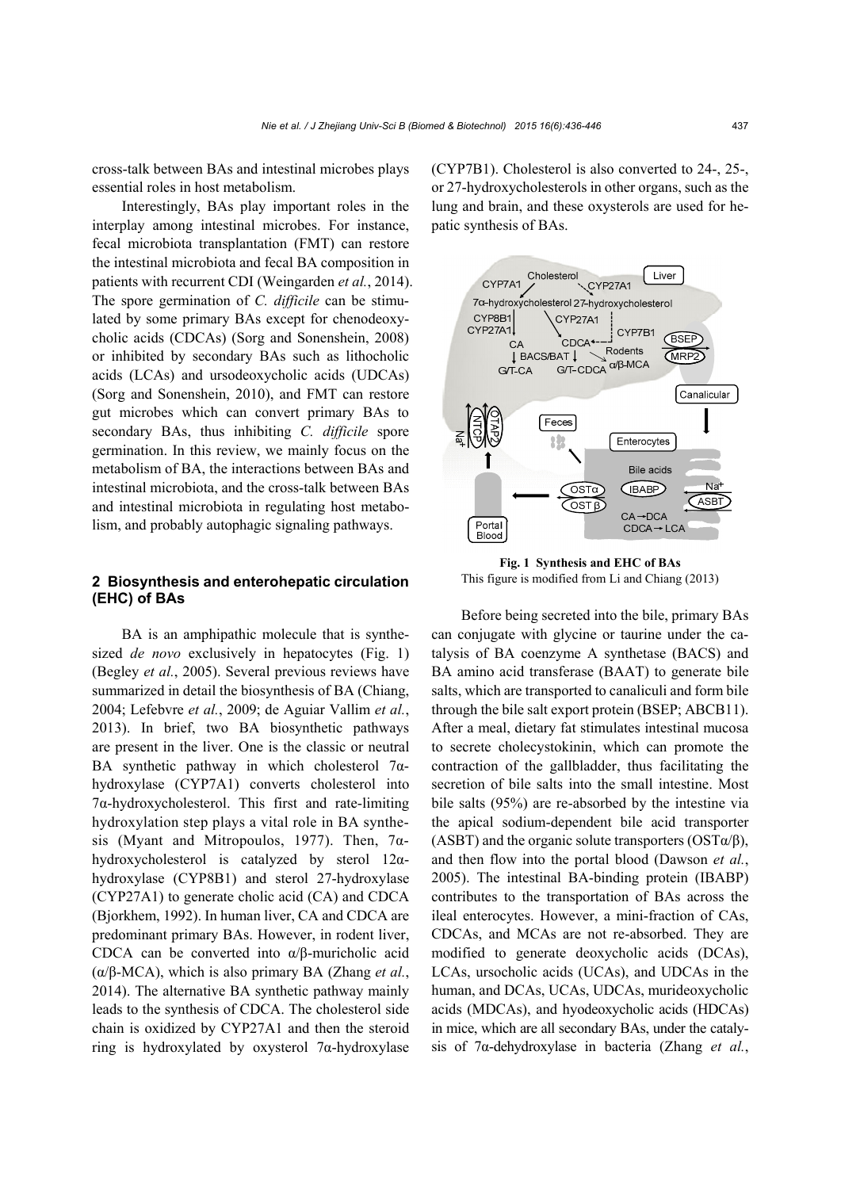cross-talk between BAs and intestinal microbes plays essential roles in host metabolism.

Interestingly, BAs play important roles in the interplay among intestinal microbes. For instance, fecal microbiota transplantation (FMT) can restore the intestinal microbiota and fecal BA composition in patients with recurrent CDI (Weingarden *et al.*, 2014). The spore germination of *C. difficile* can be stimulated by some primary BAs except for chenodeoxycholic acids (CDCAs) (Sorg and Sonenshein, 2008) or inhibited by secondary BAs such as lithocholic acids (LCAs) and ursodeoxycholic acids (UDCAs) (Sorg and Sonenshein, 2010), and FMT can restore gut microbes which can convert primary BAs to secondary BAs, thus inhibiting *C. difficile* spore germination. In this review, we mainly focus on the metabolism of BA, the interactions between BAs and intestinal microbiota, and the cross-talk between BAs and intestinal microbiota in regulating host metabolism, and probably autophagic signaling pathways.

## 2 Biosynthesis and enterohepatic circulation (EHC) of BAs

BA is an amphipathic molecule that is synthesized *de novo* exclusively in hepatocytes (Fig. 1) (Begley *et al.*, 2005). Several previous reviews have summarized in detail the biosynthesis of BA (Chiang, 2004; Lefebvre *et al.*, 2009; de Aguiar Vallim *et al.*, 2013). In brief, two BA biosynthetic pathways are present in the liver. One is the classic or neutral BA synthetic pathway in which cholesterol 7α-hydroxylase (CYP7A1) converts cholesterol into 7α-hydroxycholesterol. This first and rate-limiting hydroxylation step plays a vital role in BA synthesis (Myant and Mitropoulos, 1977). Then, 7α-hydroxycholesterol is catalyzed by sterol 12α-hydroxylase (CYP8B1) and sterol 27-hydroxylase (CYP27A1) to generate cholic acid (CA) and CDCA (Bjorkhem, 1992). In human liver, CA and CDCA are predominant primary BAs. However, in rodent liver, CDCA can be converted into α/β-muricholic acid (α/β-MCA), which is also primary BA (Zhang *et al.*, 2014). The alternative BA synthetic pathway mainly leads to the synthesis of CDCA. The cholesterol side chain is oxidized by CYP27A1 and then the steroid ring is hydroxylated by oxysterol 7α-hydroxylase (CYP7B1). Cholesterol is also converted to 24-, 25-, or 27-hydroxycholesterols in other organs, such as the lung and brain, and these oxysterols are used for hepatic synthesis of BAs.

**Fig. 1 Synthesis and EHC of BAs**
This figure is modified from Li and Chiang (2013)

Before being secreted into the bile, primary BAs can conjugate with glycine or taurine under the catalysis of BA coenzyme A synthetase (BACS) and BA amino acid transferase (BAAT) to generate bile salts, which are transported to canaliculi and form bile through the bile salt export protein (BSEP; ABCB11). After a meal, dietary fat stimulates intestinal mucosa to secrete cholecystokinin, which can promote the contraction of the gallbladder, thus facilitating the secretion of bile salts into the small intestine. Most bile salts (95%) are re-absorbed by the intestine via the apical sodium-dependent bile acid transporter (ASBT) and the organic solute transporters (OSTα/β), and then flow into the portal blood (Dawson *et al.*, 2005). The intestinal BA-binding protein (IBABP) contributes to the transportation of BAs across the ileal enterocytes. However, a mini-fraction of CAs, CDCAs, and MCAs are not re-absorbed. They are modified to generate deoxycholic acids (DCAs), LCAs, ursocholic acids (UCAs), and UDCAs in the human, and DCAs, UCAs, UDCAs, murideoxycholic acids (MDCAs), and hyodeoxycholic acids (HDCAs) in mice, which are all secondary BAs, under the catalysis of 7α-dehydroxylase in bacteria (Zhang *et al.*,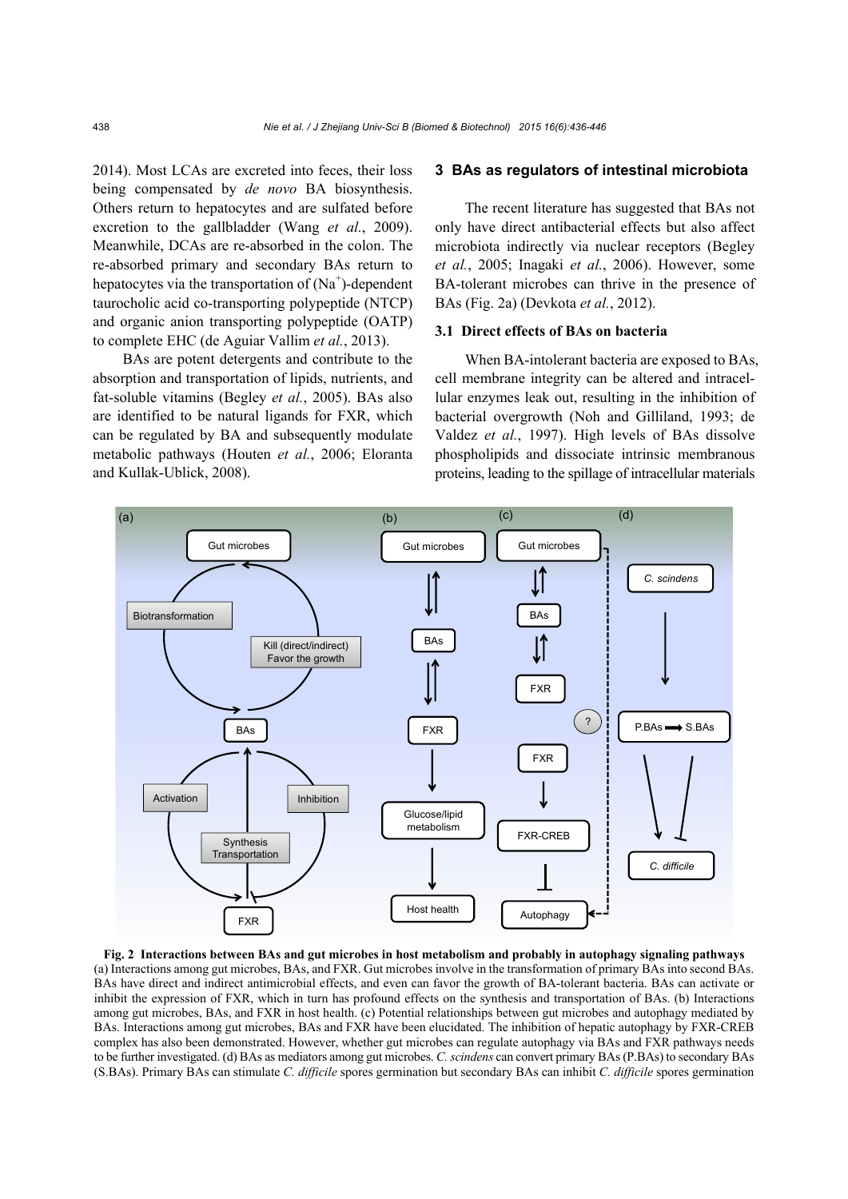2014). Most LCAs are excreted into feces, their loss being compensated by *de novo* BA biosynthesis. Others return to hepatocytes and are sulfated before excretion to the gallbladder (Wang *et al.*, 2009). Meanwhile, DCAs are re-absorbed in the colon. The re-absorbed primary and secondary BAs return to hepatocytes via the transportation of ($Na^+$)-dependent taurocholic acid co-transporting polypeptide (NTCP) and organic anion transporting polypeptide (OATP) to complete EHC (de Aguiar Vallim *et al.*, 2013).

BAs are potent detergents and contribute to the absorption and transportation of lipids, nutrients, and fat-soluble vitamins (Begley *et al.*, 2005). BAs also are identified to be natural ligands for FXR, which can be regulated by BA and subsequently modulate metabolic pathways (Houten *et al.*, 2006; Eloranta and Kullak-Ublick, 2008).

## 3 BAs as regulators of intestinal microbiota

The recent literature has suggested that BAs not only have direct antibacterial effects but also affect microbiota indirectly via nuclear receptors (Begley *et al.*, 2005; Inagaki *et al.*, 2006). However, some BA-tolerant microbes can thrive in the presence of BAs (Fig. 2a) (Devkota *et al.*, 2012).

### 3.1 Direct effects of BAs on bacteria

When BA-intolerant bacteria are exposed to BAs, cell membrane integrity can be altered and intracellular enzymes leak out, resulting in the inhibition of bacterial overgrowth (Noh and Gilliland, 1993; de Valdez *et al.*, 1997). High levels of BAs dissolve phospholipids and dissociate intrinsic membranous proteins, leading to the spillage of intracellular materials

**Fig. 2 Interactions between BAs and gut microbes in host metabolism and probably in autophagy signaling pathways**
(a) Interactions among gut microbes, BAs, and FXR. Gut microbes involve in the transformation of primary BAs into second BAs. BAs have direct and indirect antimicrobial effects, and even can favor the growth of BA-tolerant bacteria. BAs can activate or inhibit the expression of FXR, which in turn has profound effects on the synthesis and transportation of BAs. (b) Interactions among gut microbes, BAs, and FXR in host health. (c) Potential relationships between gut microbes and autophagy mediated by BAs. Interactions among gut microbes, BAs and FXR have been elucidated. The inhibition of hepatic autophagy by FXR-CREB complex has also been demonstrated. However, whether gut microbes can regulate autophagy via BAs and FXR pathways needs to be further investigated. (d) BAs as mediators among gut microbes. *C. scindens* can convert primary BAs (P.BAs) to secondary BAs (S.BAs). Primary BAs can stimulate *C. difficile* spores germination but secondary BAs can inhibit *C. difficile* spores germination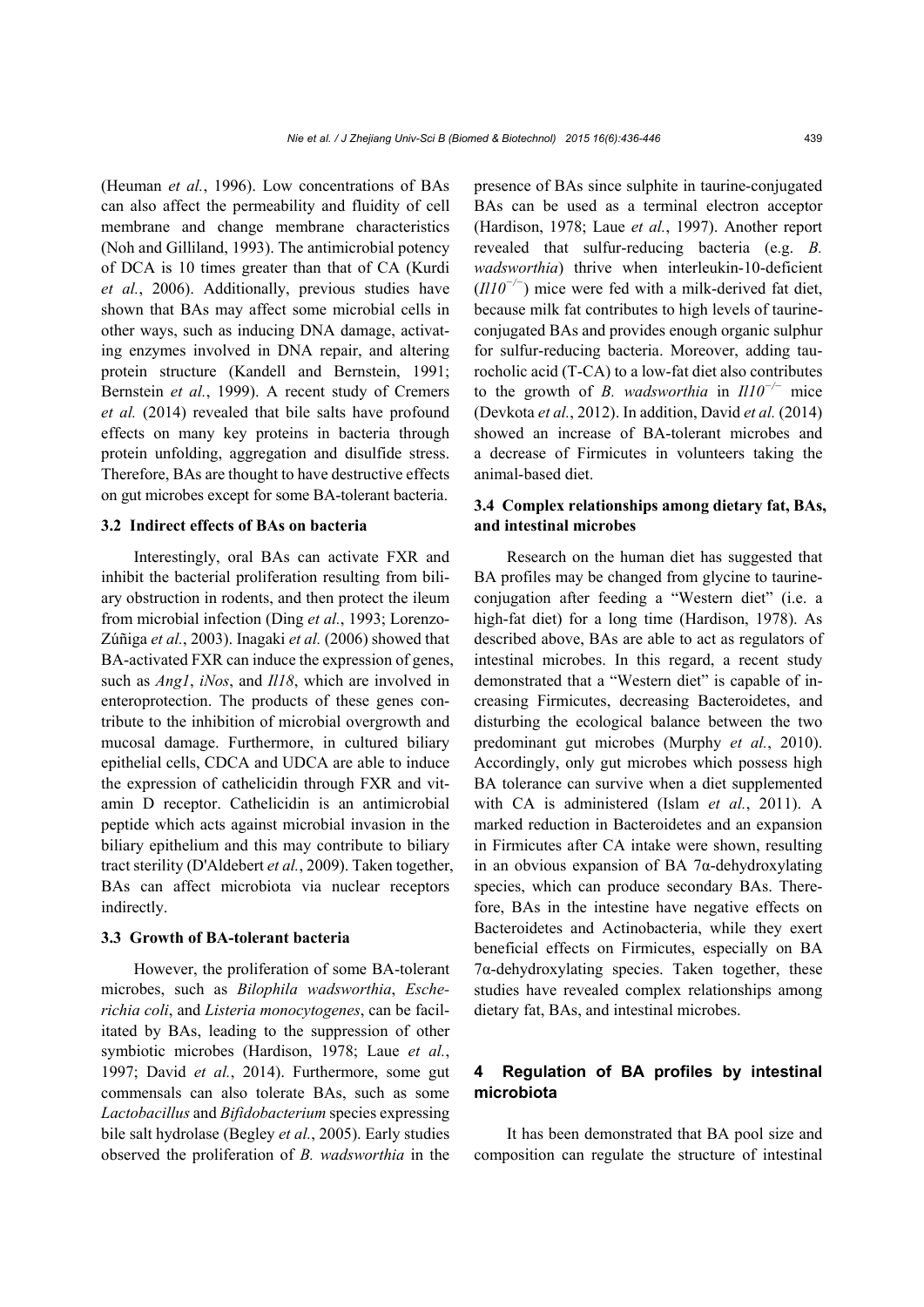(Heuman *et al.*, 1996). Low concentrations of BAs can also affect the permeability and fluidity of cell membrane and change membrane characteristics (Noh and Gilliland, 1993). The antimicrobial potency of DCA is 10 times greater than that of CA (Kurdi *et al.*, 2006). Additionally, previous studies have shown that BAs may affect some microbial cells in other ways, such as inducing DNA damage, activating enzymes involved in DNA repair, and altering protein structure (Kandell and Bernstein, 1991; Bernstein *et al.*, 1999). A recent study of Cremers *et al.* (2014) revealed that bile salts have profound effects on many key proteins in bacteria through protein unfolding, aggregation and disulfide stress. Therefore, BAs are thought to have destructive effects on gut microbes except for some BA-tolerant bacteria.

### 3.2 Indirect effects of BAs on bacteria

Interestingly, oral BAs can activate FXR and inhibit the bacterial proliferation resulting from biliary obstruction in rodents, and then protect the ileum from microbial infection (Ding *et al.*, 1993; Lorenzo-Zúñiga *et al.*, 2003). Inagaki *et al.* (2006) showed that BA-activated FXR can induce the expression of genes, such as *Ang1*, *iNos*, and *Il18*, which are involved in enteroprotection. The products of these genes contribute to the inhibition of microbial overgrowth and mucosal damage. Furthermore, in cultured biliary epithelial cells, CDCA and UDCA are able to induce the expression of cathelicidin through FXR and vitamin D receptor. Cathelicidin is an antimicrobial peptide which acts against microbial invasion in the biliary epithelium and this may contribute to biliary tract sterility (D'Aldebert *et al.*, 2009). Taken together, BAs can affect microbiota via nuclear receptors indirectly.

### 3.3 Growth of BA-tolerant bacteria

However, the proliferation of some BA-tolerant microbes, such as *Bilophila wadsworthia*, *Escherichia coli*, and *Listeria monocytogenes*, can be facilitated by BAs, leading to the suppression of other symbiotic microbes (Hardison, 1978; Laue *et al.*, 1997; David *et al.*, 2014). Furthermore, some gut commensals can also tolerate BAs, such as some *Lactobacillus* and *Bifidobacterium* species expressing bile salt hydrolase (Begley *et al.*, 2005). Early studies observed the proliferation of *B. wadsworthia* in the presence of BAs since sulphite in taurine-conjugated BAs can be used as a terminal electron acceptor (Hardison, 1978; Laue *et al.*, 1997). Another report revealed that sulfur-reducing bacteria (e.g. *B. wadsworthia*) thrive when interleukin-10-deficient ($Il10^{-/-}$) mice were fed with a milk-derived fat diet, because milk fat contributes to high levels of taurine-conjugated BAs and provides enough organic sulphur for sulfur-reducing bacteria. Moreover, adding taurocholic acid (T-CA) to a low-fat diet also contributes to the growth of *B. wadsworthia* in $Il10^{-/-}$ mice (Devkota *et al.*, 2012). In addition, David *et al.* (2014) showed an increase of BA-tolerant microbes and a decrease of Firmicutes in volunteers taking the animal-based diet.

### 3.4 Complex relationships among dietary fat, BAs, and intestinal microbes

Research on the human diet has suggested that BA profiles may be changed from glycine to taurine-conjugation after feeding a "Western diet" (i.e. a high-fat diet) for a long time (Hardison, 1978). As described above, BAs are able to act as regulators of intestinal microbes. In this regard, a recent study demonstrated that a "Western diet" is capable of increasing Firmicutes, decreasing Bacteroidetes, and disturbing the ecological balance between the two predominant gut microbes (Murphy *et al.*, 2010). Accordingly, only gut microbes which possess high BA tolerance can survive when a diet supplemented with CA is administered (Islam *et al.*, 2011). A marked reduction in Bacteroidetes and an expansion in Firmicutes after CA intake were shown, resulting in an obvious expansion of BA 7α-dehydroxylating species, which can produce secondary BAs. Therefore, BAs in the intestine have negative effects on Bacteroidetes and Actinobacteria, while they exert beneficial effects on Firmicutes, especially on BA 7α-dehydroxylating species. Taken together, these studies have revealed complex relationships among dietary fat, BAs, and intestinal microbes.

## 4 Regulation of BA profiles by intestinal microbiota

It has been demonstrated that BA pool size and composition can regulate the structure of intestinal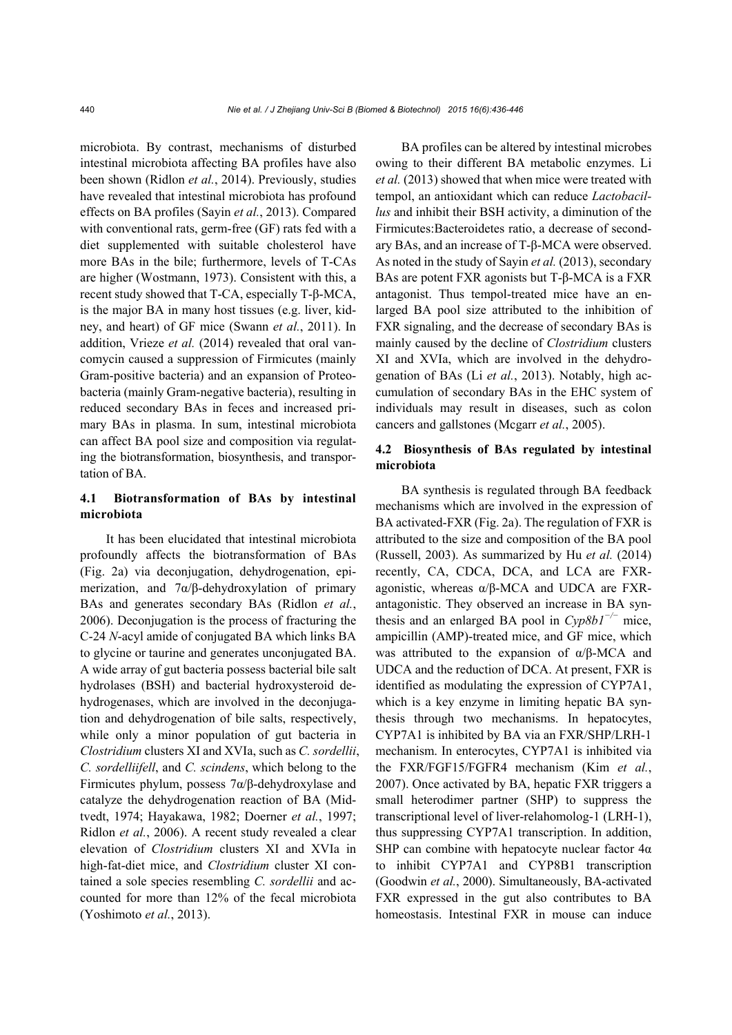microbiota. By contrast, mechanisms of disturbed intestinal microbiota affecting BA profiles have also been shown (Ridlon *et al.*, 2014). Previously, studies have revealed that intestinal microbiota has profound effects on BA profiles (Sayin *et al.*, 2013). Compared with conventional rats, germ-free (GF) rats fed with a diet supplemented with suitable cholesterol have more BAs in the bile; furthermore, levels of T-CAs are higher (Wostmann, 1973). Consistent with this, a recent study showed that T-CA, especially T-β-MCA, is the major BA in many host tissues (e.g. liver, kidney, and heart) of GF mice (Swann *et al.*, 2011). In addition, Vrieze *et al.* (2014) revealed that oral vancomycin caused a suppression of Firmicutes (mainly Gram-positive bacteria) and an expansion of Proteobacteria (mainly Gram-negative bacteria), resulting in reduced secondary BAs in feces and increased primary BAs in plasma. In sum, intestinal microbiota can affect BA pool size and composition via regulating the biotransformation, biosynthesis, and transportation of BA.

### 4.1 Biotransformation of BAs by intestinal microbiota

It has been elucidated that intestinal microbiota profoundly affects the biotransformation of BAs (Fig. 2a) via deconjugation, dehydrogenation, epimerization, and 7α/β-dehydroxylation of primary BAs and generates secondary BAs (Ridlon *et al.*, 2006). Deconjugation is the process of fracturing the C-24 *N*-acyl amide of conjugated BA which links BA to glycine or taurine and generates unconjugated BA. A wide array of gut bacteria possess bacterial bile salt hydrolases (BSH) and bacterial hydroxysteroid dehydrogenases, which are involved in the deconjugation and dehydrogenation of bile salts, respectively, while only a minor population of gut bacteria in *Clostridium* clusters XI and XVIa, such as *C. sordellii*, *C. sordelliifell*, and *C. scindens*, which belong to the Firmicutes phylum, possess 7α/β-dehydroxylase and catalyze the dehydrogenation reaction of BA (Midtvedt, 1974; Hayakawa, 1982; Doerner *et al.*, 1997; Ridlon *et al.*, 2006). A recent study revealed a clear elevation of *Clostridium* clusters XI and XVIa in high-fat-diet mice, and *Clostridium* cluster XI contained a sole species resembling *C. sordellii* and accounted for more than 12% of the fecal microbiota (Yoshimoto *et al.*, 2013).

BA profiles can be altered by intestinal microbes owing to their different BA metabolic enzymes. Li *et al.* (2013) showed that when mice were treated with tempol, an antioxidant which can reduce *Lactobacillus* and inhibit their BSH activity, a diminution of the Firmicutes:Bacteroidetes ratio, a decrease of secondary BAs, and an increase of T-β-MCA were observed. As noted in the study of Sayin *et al.* (2013), secondary BAs are potent FXR agonists but T-β-MCA is a FXR antagonist. Thus tempol-treated mice have an enlarged BA pool size attributed to the inhibition of FXR signaling, and the decrease of secondary BAs is mainly caused by the decline of *Clostridium* clusters XI and XVIa, which are involved in the dehydrogenation of BAs (Li *et al.*, 2013). Notably, high accumulation of secondary BAs in the EHC system of individuals may result in diseases, such as colon cancers and gallstones (Mcgarr *et al.*, 2005).

### 4.2 Biosynthesis of BAs regulated by intestinal microbiota

BA synthesis is regulated through BA feedback mechanisms which are involved in the expression of BA activated-FXR (Fig. 2a). The regulation of FXR is attributed to the size and composition of the BA pool (Russell, 2003). As summarized by Hu *et al.* (2014) recently, CA, CDCA, DCA, and LCA are FXR-agonistic, whereas α/β-MCA and UDCA are FXR-antagonistic. They observed an increase in BA synthesis and an enlarged BA pool size in *Cyp8b1*$^{-/-}$ mice, ampicillin (AMP)-treated mice, and GF mice, which was attributed to the expansion of α/β-MCA and UDCA and the reduction of DCA. At present, FXR is identified as modulating the expression of CYP7A1, which is a key enzyme in limiting hepatic BA synthesis through two mechanisms. In hepatocytes, CYP7A1 is inhibited by BA via an FXR/SHP/LRH-1 mechanism. In enterocytes, CYP7A1 is inhibited via the FXR/FGF15/FGFR4 mechanism (Kim *et al.*, 2007). Once activated by BA, hepatic FXR triggers a small heterodimer partner (SHP) to suppress the transcriptional level of liver-relahomolog-1 (LRH-1), thus suppressing CYP7A1 transcription. In addition, SHP can combine with hepatocyte nuclear factor 4α to inhibit CYP7A1 and CYP8B1 transcription (Goodwin *et al.*, 2000). Simultaneously, BA-activated FXR expressed in the gut also contributes to BA homeostasis. Intestinal FXR in mouse can induce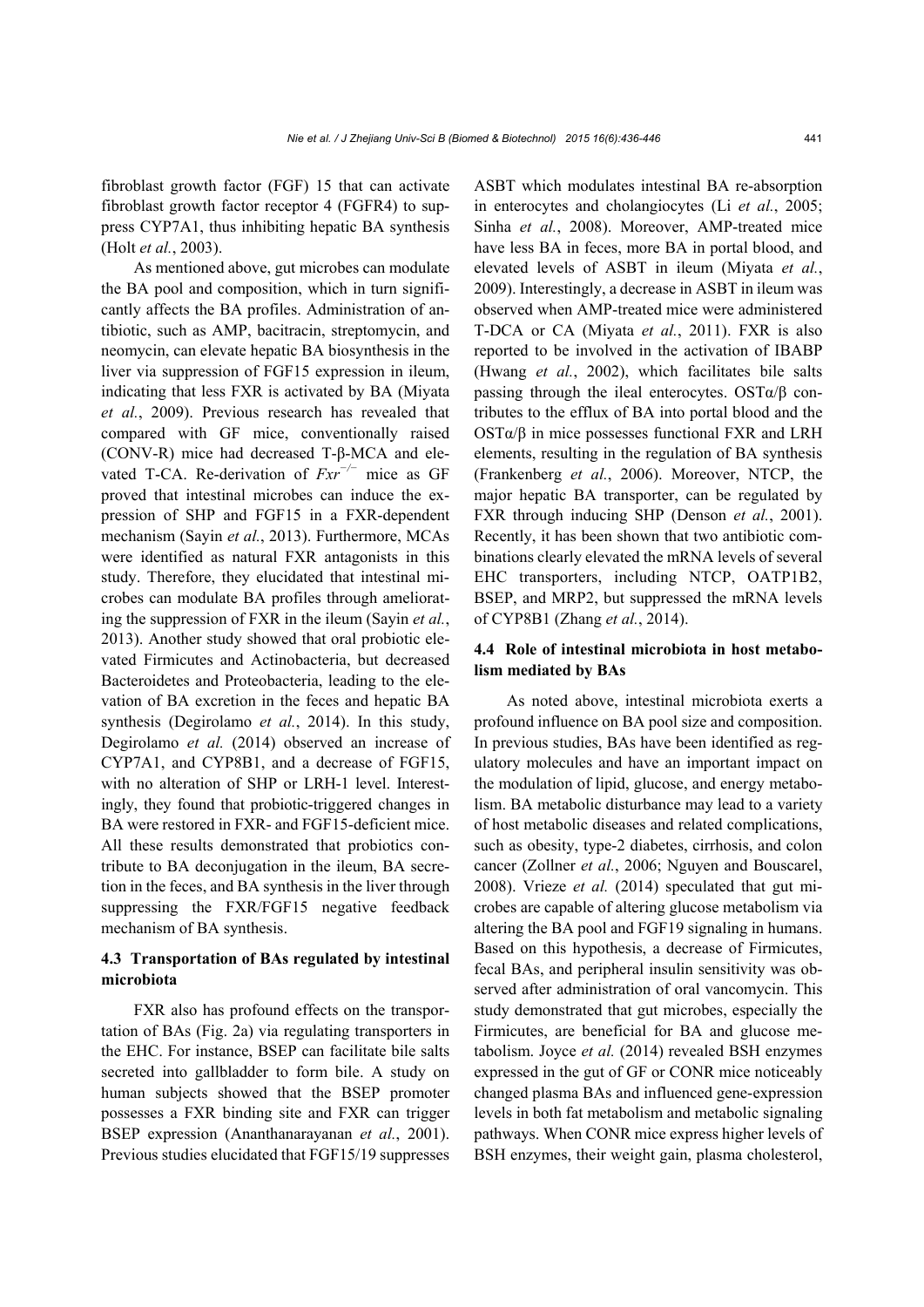fibroblast growth factor (FGF) 15 that can activate fibroblast growth factor receptor 4 (FGFR4) to suppress CYP7A1, thus inhibiting hepatic BA synthesis (Holt *et al.*, 2003).

As mentioned above, gut microbes can modulate the BA pool and composition, which in turn significantly affects the BA profiles. Administration of antibiotic, such as AMP, bacitracin, streptomycin, and neomycin, can elevate hepatic BA biosynthesis in the liver via suppression of FGF15 expression in ileum, indicating that less FXR is activated by BA (Miyata *et al.*, 2009). Previous research has revealed that compared with GF mice, conventionally raised (CONV-R) mice had decreased T-β-MCA and elevated T-CA. Re-derivation of $Fxr^{-/-}$ mice as GF proved that intestinal microbes can induce the expression of SHP and FGF15 in a FXR-dependent mechanism (Sayin *et al.*, 2013). Furthermore, MCAs were identified as natural FXR antagonists in this study. Therefore, they elucidated that intestinal microbes can modulate BA profiles through ameliorating the suppression of FXR in the ileum (Sayin *et al.*, 2013). Another study showed that oral probiotic elevated Firmicutes and Actinobacteria, but decreased Bacteroidetes and Proteobacteria, leading to the elevation of BA excretion in the feces and hepatic BA synthesis (Degirolamo *et al.*, 2014). In this study, Degirolamo *et al.* (2014) observed an increase of CYP7A1, and CYP8B1, and a decrease of FGF15, with no alteration of SHP or LRH-1 level. Interestingly, they found that probiotic-triggered changes in BA were restored in FXR- and FGF15-deficient mice. All these results demonstrated that probiotics contribute to BA deconjugation in the ileum, BA secretion in the feces, and BA synthesis in the liver through suppressing the FXR/FGF15 negative feedback mechanism of BA synthesis.

### 4.3 Transportation of BAs regulated by intestinal microbiota

FXR also has profound effects on the transportation of BAs (Fig. 2a) via regulating transporters in the EHC. For instance, BSEP can facilitate bile salts secreted into gallbladder to form bile. A study on human subjects showed that the BSEP promoter possesses a FXR binding site and FXR can trigger BSEP expression (Ananthanarayanan *et al.*, 2001). Previous studies elucidated that FGF15/19 suppresses ASBT which modulates intestinal BA re-absorption in enterocytes and cholangiocytes (Li *et al.*, 2005; Sinha *et al.*, 2008). Moreover, AMP-treated mice have less BA in feces, more BA in portal blood, and elevated levels of ASBT in ileum (Miyata *et al.*, 2009). Interestingly, a decrease in ASBT in ileum was observed when AMP-treated mice were administered T-DCA or CA (Miyata *et al.*, 2011). FXR is also reported to be involved in the activation of IBABP (Hwang *et al.*, 2002), which facilitates bile salts passing through the ileal enterocytes. OSTα/β contributes to the efflux of BA into portal blood and the OSTα/β in mice possesses functional FXR and LRH elements, resulting in the regulation of BA synthesis (Frankenberg *et al.*, 2006). Moreover, NTCP, the major hepatic BA transporter, can be regulated by FXR through inducing SHP (Denson *et al.*, 2001). Recently, it has been shown that two antibiotic combinations clearly elevated the mRNA levels of several EHC transporters, including NTCP, OATP1B2, BSEP, and MRP2, but suppressed the mRNA levels of CYP8B1 (Zhang *et al.*, 2014).

### 4.4 Role of intestinal microbiota in host metabolism mediated by BAs

As noted above, intestinal microbiota exerts a profound influence on BA pool size and composition. In previous studies, BAs have been identified as regulatory molecules and have an important impact on the modulation of lipid, glucose, and energy metabolism. BA metabolic disturbance may lead to a variety of host metabolic diseases and related complications, such as obesity, type-2 diabetes, cirrhosis, and colon cancer (Zollner *et al.*, 2006; Nguyen and Bouscarel, 2008). Vrieze *et al.* (2014) speculated that gut microbes are capable of altering glucose metabolism via altering the BA pool and FGF19 signaling in humans. Based on this hypothesis, a decrease of Firmicutes, fecal BAs, and peripheral insulin sensitivity was observed after administration of oral vancomycin. This study demonstrated that gut microbes, especially the Firmicutes, are beneficial for BA and glucose metabolism. Joyce *et al.* (2014) revealed BSH enzymes expressed in the gut of GF or CONR mice noticeably changed plasma BAs and influenced gene-expression levels in both fat metabolism and metabolic signaling pathways. When CONR mice express higher levels of BSH enzymes, their weight gain, plasma cholesterol,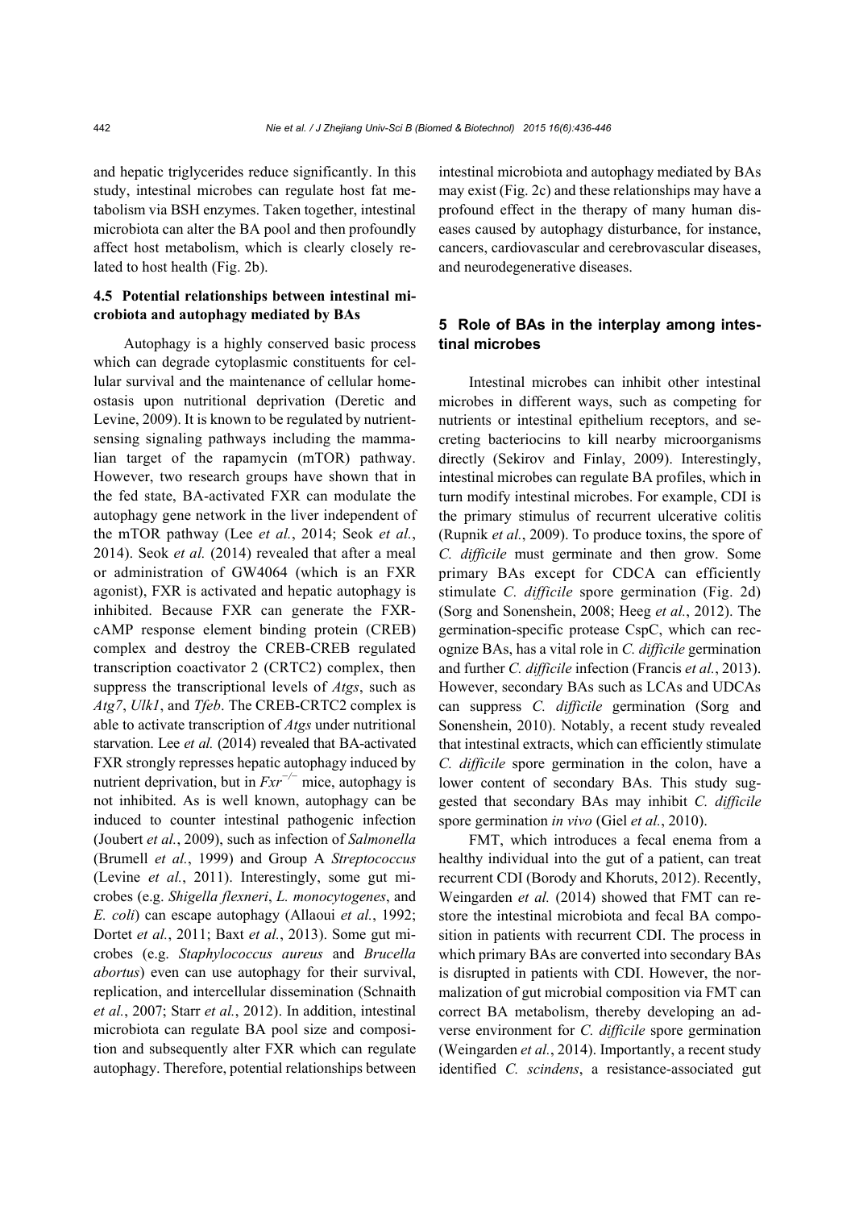and hepatic triglycerides reduce significantly. In this study, intestinal microbes can regulate host fat metabolism via BSH enzymes. Taken together, intestinal microbiota can alter the BA pool and then profoundly affect host metabolism, which is clearly closely related to host health (Fig. 2b).

### 4.5 Potential relationships between intestinal microbiota and autophagy mediated by BAs

Autophagy is a highly conserved basic process which can degrade cytoplasmic constituents for cellular survival and the maintenance of cellular homeostasis upon nutritional deprivation (Deretic and Levine, 2009). It is known to be regulated by nutrient-sensing signaling pathways including the mammalian target of the rapamycin (mTOR) pathway. However, two research groups have shown that in the fed state, BA-activated FXR can modulate the autophagy gene network in the liver independent of the mTOR pathway (Lee *et al.*, 2014; Seok *et al.*, 2014). Seok *et al.* (2014) revealed that after a meal or administration of GW4064 (which is an FXR agonist), FXR is activated and hepatic autophagy is inhibited. Because FXR can generate the FXR-cAMP response element binding protein (CREB) complex and destroy the CREB-CREB regulated transcription coactivator 2 (CRTC2) complex, then suppress the transcriptional levels of *Atgs*, such as *Atg7*, *Ulk1*, and *Tfeb*. The CREB-CRTC2 complex is able to activate transcription of *Atgs* under nutritional starvation. Lee *et al.* (2014) revealed that BA-activated FXR strongly represses hepatic autophagy induced by nutrient deprivation, but in $Fxr^{-/-}$ mice, autophagy is not inhibited. As is well known, autophagy can be induced to counter intestinal pathogenic infection (Joubert *et al.*, 2009), such as infection of *Salmonella* (Brumell *et al.*, 1999) and Group A *Streptococcus* (Levine *et al.*, 2011). Interestingly, some gut microbes (e.g. *Shigella flexneri*, *L. monocytogenes*, and *E. coli*) can escape autophagy (Allaoui *et al.*, 1992; Dortet *et al.*, 2011; Baxt *et al.*, 2013). Some gut microbes (e.g. *Staphylococcus aureus* and *Brucella abortus*) even can use autophagy for their survival, replication, and intercellular dissemination (Schnaith *et al.*, 2007; Starr *et al.*, 2012). In addition, intestinal microbiota can regulate BA pool size and composition and subsequently alter FXR which can regulate autophagy. Therefore, potential relationships between intestinal microbiota and autophagy mediated by BAs may exist (Fig. 2c) and these relationships may have a profound effect in the therapy of many human diseases caused by autophagy disturbance, for instance, cancers, cardiovascular and cerebrovascular diseases, and neurodegenerative diseases.

## 5 Role of BAs in the interplay among intestinal microbes

Intestinal microbes can inhibit other intestinal microbes in different ways, such as competing for nutrients or intestinal epithelium receptors, and secreting bacteriocins to kill nearby microorganisms directly (Sekirov and Finlay, 2009). Interestingly, intestinal microbes can regulate BA profiles, which in turn modify intestinal microbes. For example, CDI is the primary stimulus of recurrent ulcerative colitis (Rupnik *et al.*, 2009). To produce toxins, the spore of *C. difficile* must germinate and then grow. Some primary BAs except for CDCA can efficiently stimulate *C. difficile* spore germination (Fig. 2d) (Sorg and Sonenshein, 2008; Heeg *et al.*, 2012). The germination-specific protease CspC, which can recognize BAs, has a vital role in *C. difficile* germination and further *C. difficile* infection (Francis *et al.*, 2013). However, secondary BAs such as LCAs and UDCAs can suppress *C. difficile* germination (Sorg and Sonenshein, 2010). Notably, a recent study revealed that intestinal extracts, which can efficiently stimulate *C. difficile* spore germination in the colon, have a lower content of secondary BAs. This study suggested that secondary BAs may inhibit *C. difficile* spore germination *in vivo* (Giel *et al.*, 2010).

FMT, which introduces a fecal enema from a healthy individual into the gut of a patient, can treat recurrent CDI (Borody and Khoruts, 2012). Recently, Weingarden *et al.* (2014) showed that FMT can restore the intestinal microbiota and fecal BA composition in patients with recurrent CDI. The process in which primary BAs are converted into secondary BAs is disrupted in patients with CDI. However, the normalization of gut microbial composition via FMT can correct BA metabolism, thereby developing an adverse environment for *C. difficile* spore germination (Weingarden *et al.*, 2014). Importantly, a recent study identified *C. scindens*, a resistance-associated gut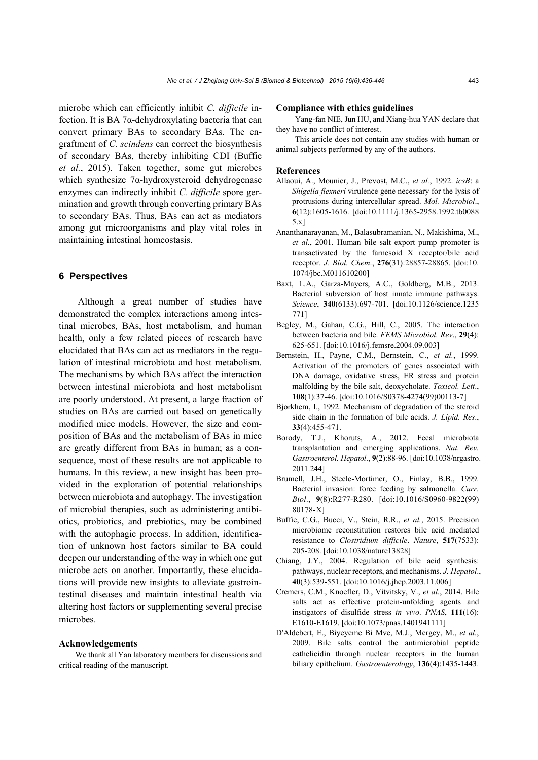microbe which can efficiently inhibit *C. difficile* infection. It is BA 7α-dehydroxylating bacteria that can convert primary BAs to secondary BAs. The engraftment of *C. scindens* can correct the biosynthesis of secondary BAs, thereby inhibiting CDI (Buffie *et al.*, 2015). Taken together, some gut microbes which synthesize 7α-hydroxysteroid dehydrogenase enzymes can indirectly inhibit *C. difficile* spore germination and growth through converting primary BAs to secondary BAs. Thus, BAs can act as mediators among gut microorganisms and play vital roles in maintaining intestinal homeostasis.

## 6 Perspectives

Although a great number of studies have demonstrated the complex interactions among intestinal microbes, BAs, host metabolism, and human health, only a few related pieces of research have elucidated that BAs can act as mediators in the regulation of intestinal microbiota and host metabolism. The mechanisms by which BAs affect the interaction between intestinal microbiota and host metabolism are poorly understood. At present, a large fraction of studies on BAs are carried out based on genetically modified mice models. However, the size and composition of BAs and the metabolism of BAs in mice are greatly different from BAs in human; as a consequence, most of these results are not applicable to humans. In this review, a new insight has been provided in the exploration of potential relationships between microbiota and autophagy. The investigation of microbial therapies, such as administering antibiotics, probiotics, and prebiotics, may be combined with the autophagic process. In addition, identification of unknown host factors similar to BA could deepen our understanding of the way in which one gut microbe acts on another. Importantly, these elucidations will provide new insights to alleviate gastrointestinal diseases and maintain intestinal health via altering host factors or supplementing several precise microbes.

### Acknowledgements

We thank all Yan laboratory members for discussions and critical reading of the manuscript.

### Compliance with ethics guidelines

Yang-fan NIE, Jun HU, and Xiang-hua YAN declare that they have no conflict of interest.

This article does not contain any studies with human or animal subjects performed by any of the authors.

### References

Allaoui, A., Mounier, J., Prevost, M.C., *et al.*, 1992. *icsB*: a *Shigella flexneri* virulence gene necessary for the lysis of protrusions during intercellular spread. *Mol. Microbiol*., **6**(12):1605-1616. [doi:10.1111/j.1365-2958.1992.tb00885.x]

Ananthanarayanan, M., Balasubramanian, N., Makishima, M., *et al.*, 2001. Human bile salt export pump promoter is transactivated by the farnesoid X receptor/bile acid receptor. *J. Biol. Chem*., **276**(31):28857-28865. [doi:10.1074/jbc.M011610200]

Baxt, L.A., Garza-Mayers, A.C., Goldberg, M.B., 2013. Bacterial subversion of host innate immune pathways. *Science*, **340**(6133):697-701. [doi:10.1126/science.1235771]

Begley, M., Gahan, C.G., Hill, C., 2005. The interaction between bacteria and bile. *FEMS Microbiol. Rev*., **29**(4): 625-651. [doi:10.1016/j.femsre.2004.09.003]

Bernstein, H., Payne, C.M., Bernstein, C., *et al.*, 1999. Activation of the promoters of genes associated with DNA damage, oxidative stress, ER stress and protein malfolding by the bile salt, deoxycholate. *Toxicol. Lett*., **108**(1):37-46. [doi:10.1016/S0378-4274(99)00113-7]

Bjorkhem, I., 1992. Mechanism of degradation of the steroid side chain in the formation of bile acids. *J. Lipid. Res*., **33**(4):455-471.

Borody, T.J., Khoruts, A., 2012. Fecal microbiota transplantation and emerging applications. *Nat. Rev. Gastroenterol. Hepatol*., **9**(2):88-96. [doi:10.1038/nrgastro.2011.244]

Brumell, J.H., Steele-Mortimer, O., Finlay, B.B., 1999. Bacterial invasion: force feeding by salmonella. *Curr. Biol*., **9**(8):R277-R280. [doi:10.1016/S0960-9822(99)80178-X]

Buffie, C.G., Bucci, V., Stein, R.R., *et al.*, 2015. Precision microbiome reconstitution restores bile acid mediated resistance to *Clostridium difficile*. *Nature*, **517**(7533): 205-208. [doi:10.1038/nature13828]

Chiang, J.Y., 2004. Regulation of bile acid synthesis: pathways, nuclear receptors, and mechanisms. *J. Hepatol*., **40**(3):539-551. [doi:10.1016/j.jhep.2003.11.006]

Cremers, C.M., Knoefler, D., Vitvitsky, V., *et al.*, 2014. Bile salts act as effective protein-unfolding agents and instigators of disulfide stress *in vivo*. *PNAS*, **111**(16): E1610-E1619. [doi:10.1073/pnas.1401941111]

D'Aldebert, E., Biyeyeme Bi Mve, M.J., Mergey, M., *et al.*, 2009. Bile salts control the antimicrobial peptide cathelicidin through nuclear receptors in the human biliary epithelium. *Gastroenterology*, **136**(4):1435-1443.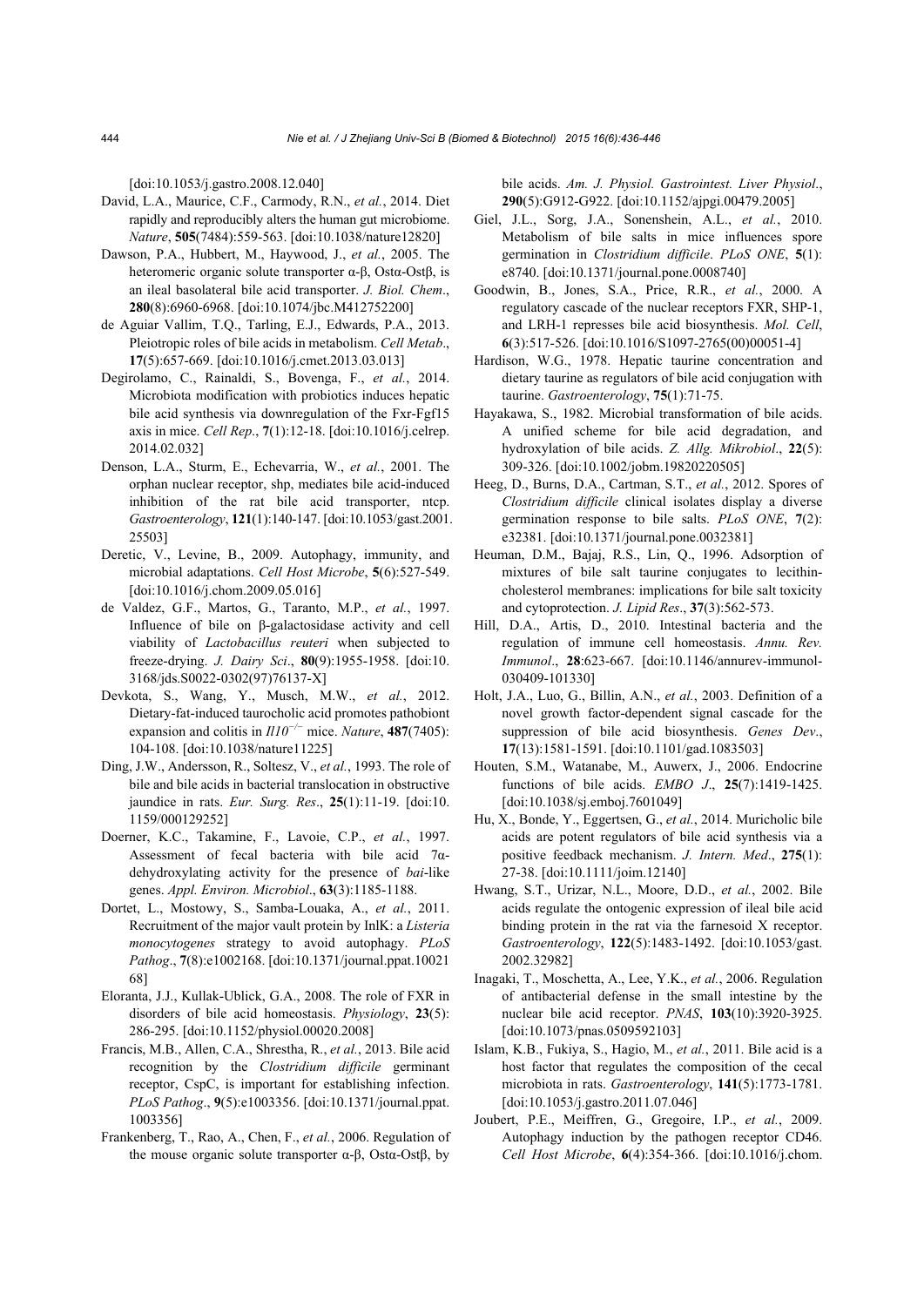[doi:10.1053/j.gastro.2008.12.040]

David, L.A., Maurice, C.F., Carmody, R.N., *et al.*, 2014. Diet rapidly and reproducibly alters the human gut microbiome. *Nature*, **505**(7484):559-563. [doi:10.1038/nature12820]

Dawson, P.A., Hubbert, M., Haywood, J., *et al.*, 2005. The heteromeric organic solute transporter α-β, Ostα-Ostβ, is an ileal basolateral bile acid transporter. *J. Biol. Chem.*, **280**(8):6960-6968. [doi:10.1074/jbc.M412752200]

de Aguiar Vallim, T.Q., Tarling, E.J., Edwards, P.A., 2013. Pleiotropic roles of bile acids in metabolism. *Cell Metab.*, **17**(5):657-669. [doi:10.1016/j.cmet.2013.03.013]

Degirolamo, C., Rainaldi, S., Bovenga, F., *et al.*, 2014. Microbiota modification with probiotics induces hepatic bile acid synthesis via downregulation of the Fxr-Fgf15 axis in mice. *Cell Rep.*, **7**(1):12-18. [doi:10.1016/j.celrep.2014.02.032]

Denson, L.A., Sturm, E., Echevarria, W., *et al.*, 2001. The orphan nuclear receptor, shp, mediates bile acid-induced inhibition of the rat bile acid transporter, ntcp. *Gastroenterology*, **121**(1):140-147. [doi:10.1053/gast.2001.25503]

Deretic, V., Levine, B., 2009. Autophagy, immunity, and microbial adaptations. *Cell Host Microbe*, **5**(6):527-549. [doi:10.1016/j.chom.2009.05.016]

de Valdez, G.F., Martos, G., Taranto, M.P., *et al.*, 1997. Influence of bile on β-galactosidase activity and cell viability of *Lactobacillus reuteri* when subjected to freeze-drying. *J. Dairy Sci.*, **80**(9):1955-1958. [doi:10.3168/jds.S0022-0302(97)76137-X]

Devkota, S., Wang, Y., Musch, M.W., *et al.*, 2012. Dietary-fat-induced taurocholic acid promotes pathobiont expansion and colitis in *Il10*$^{-/-}$ mice. *Nature*, **487**(7405):104-108. [doi:10.1038/nature11225]

Ding, J.W., Andersson, R., Soltesz, V., *et al.*, 1993. The role of bile and bile acids in bacterial translocation in obstructive jaundice in rats. *Eur. Surg. Res.*, **25**(1):11-19. [doi:10.1159/000129252]

Doerner, K.C., Takamine, F., Lavoie, C.P., *et al.*, 1997. Assessment of fecal bacteria with bile acid 7α-dehydroxylating activity for the presence of *bai*-like genes. *Appl. Environ. Microbiol.*, **63**(3):1185-1188.

Dortet, L., Mostowy, S., Samba-Louaka, A., *et al.*, 2011. Recruitment of the major vault protein by InlK: a *Listeria monocytogenes* strategy to avoid autophagy. *PLoS Pathog.*, **7**(8):e1002168. [doi:10.1371/journal.ppat.1002168]

Eloranta, J.J., Kullak-Ublick, G.A., 2008. The role of FXR in disorders of bile acid homeostasis. *Physiology*, **23**(5):286-295. [doi:10.1152/physiol.00020.2008]

Francis, M.B., Allen, C.A., Shrestha, R., *et al.*, 2013. Bile acid recognition by the *Clostridium difficile* germinant receptor, CspC, is important for establishing infection. *PLoS Pathog.*, **9**(5):e1003356. [doi:10.1371/journal.ppat.1003356]

Frankenberg, T., Rao, A., Chen, F., *et al.*, 2006. Regulation of the mouse organic solute transporter α-β, Ostα-Ostβ, by bile acids. *Am. J. Physiol. Gastrointest. Liver Physiol.*, **290**(5):G912-G922. [doi:10.1152/ajpgi.00479.2005]

Giel, J.L., Sorg, J.A., Sonenshein, A.L., *et al.*, 2010. Metabolism of bile salts in mice influences spore germination in *Clostridium difficile*. *PLoS ONE*, **5**(1):e8740. [doi:10.1371/journal.pone.0008740]

Goodwin, B., Jones, S.A., Price, R.R., *et al.*, 2000. A regulatory cascade of the nuclear receptors FXR, SHP-1, and LRH-1 represses bile acid biosynthesis. *Mol. Cell*, **6**(3):517-526. [doi:10.1016/S1097-2765(00)00051-4]

Hardison, W.G., 1978. Hepatic taurine concentration and dietary taurine as regulators of bile acid conjugation with taurine. *Gastroenterology*, **75**(1):71-75.

Hayakawa, S., 1982. Microbial transformation of bile acids. A unified scheme for bile acid degradation, and hydroxylation of bile acids. *Z. Allg. Mikrobiol.*, **22**(5):309-326. [doi:10.1002/jobm.19820220505]

Heeg, D., Burns, D.A., Cartman, S.T., *et al.*, 2012. Spores of *Clostridium difficile* clinical isolates display a diverse germination response to bile salts. *PLoS ONE*, **7**(2):e32381. [doi:10.1371/journal.pone.0032381]

Heuman, D.M., Bajaj, R.S., Lin, Q., 1996. Adsorption of mixtures of bile salt taurine conjugates to lecithin-cholesterol membranes: implications for bile salt toxicity and cytoprotection. *J. Lipid Res.*, **37**(3):562-573.

Hill, D.A., Artis, D., 2010. Intestinal bacteria and the regulation of immune cell homeostasis. *Annu. Rev. Immunol.*, **28**:623-667. [doi:10.1146/annurev-immunol-030409-101330]

Holt, J.A., Luo, G., Billin, A.N., *et al.*, 2003. Definition of a novel growth factor-dependent signal cascade for the suppression of bile acid biosynthesis. *Genes Dev.*, **17**(13):1581-1591. [doi:10.1101/gad.1083503]

Houten, S.M., Watanabe, M., Auwerx, J., 2006. Endocrine functions of bile acids. *EMBO J.*, **25**(7):1419-1425. [doi:10.1038/sj.emboj.7601049]

Hu, X., Bonde, Y., Eggertsen, G., *et al.*, 2014. Muricholic bile acids are potent regulators of bile acid synthesis via a positive feedback mechanism. *J. Intern. Med.*, **275**(1):27-38. [doi:10.1111/joim.12140]

Hwang, S.T., Urizar, N.L., Moore, D.D., *et al.*, 2002. Bile acids regulate the ontogenic expression of ileal bile acid binding protein in the rat via the farnesoid X receptor. *Gastroenterology*, **122**(5):1483-1492. [doi:10.1053/gast.2002.32982]

Inagaki, T., Moschetta, A., Lee, Y.K., *et al.*, 2006. Regulation of antibacterial defense in the small intestine by the nuclear bile acid receptor. *PNAS*, **103**(10):3920-3925. [doi:10.1073/pnas.0509592103]

Islam, K.B., Fukiya, S., Hagio, M., *et al.*, 2011. Bile acid is a host factor that regulates the composition of the cecal microbiota in rats. *Gastroenterology*, **141**(5):1773-1781. [doi:10.1053/j.gastro.2011.07.046]

Joubert, P.E., Meiffren, G., Gregoire, I.P., *et al.*, 2009. Autophagy induction by the pathogen receptor CD46. *Cell Host Microbe*, **6**(4):354-366. [doi:10.1016/j.chom.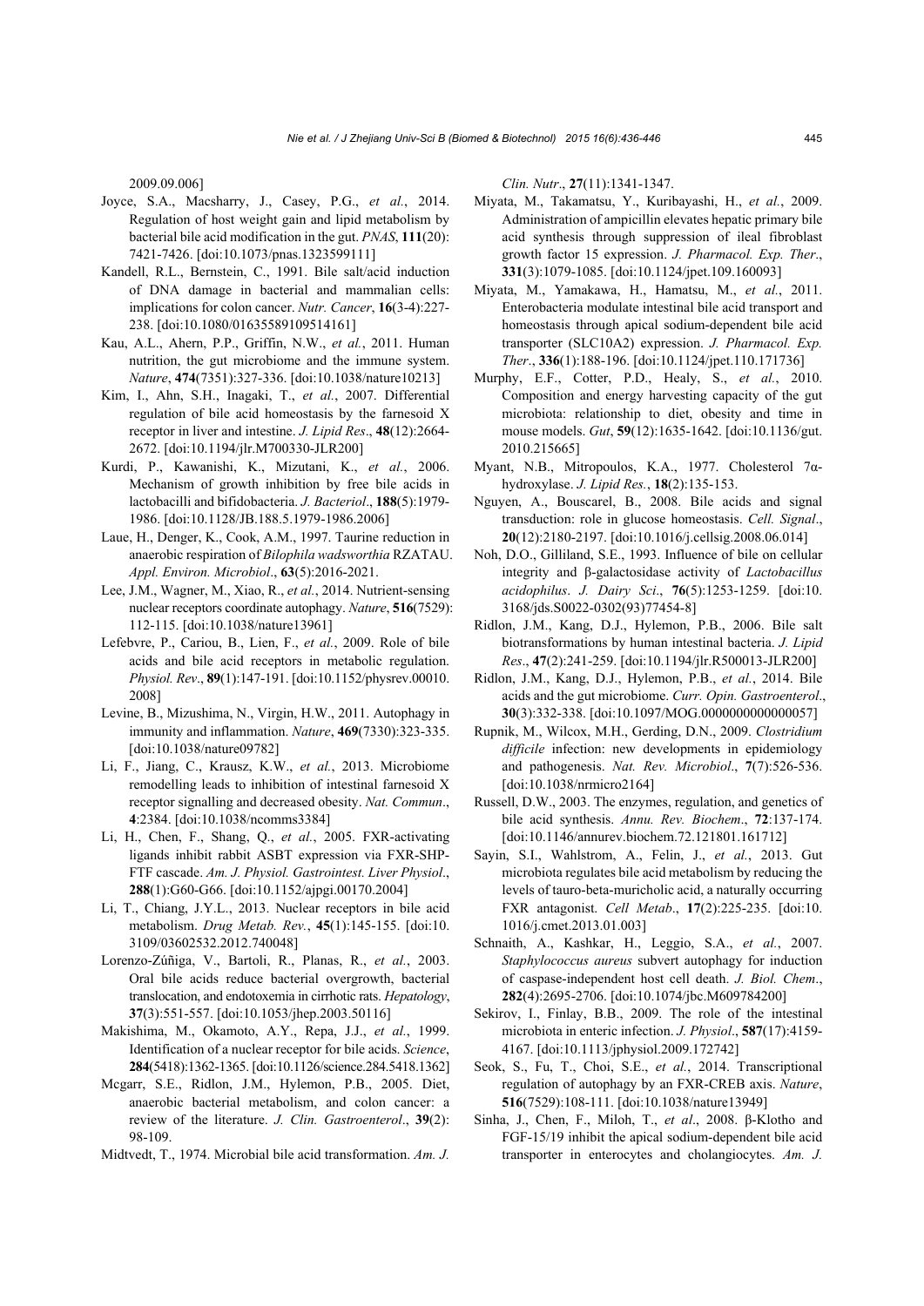2009.09.006]

Joyce, S.A., Macsharry, J., Casey, P.G., *et al.*, 2014. Regulation of host weight gain and lipid metabolism by bacterial bile acid modification in the gut. *PNAS*, **111**(20): 7421-7426. [doi:10.1073/pnas.1323599111]

Kandell, R.L., Bernstein, C., 1991. Bile salt/acid induction of DNA damage in bacterial and mammalian cells: implications for colon cancer. *Nutr. Cancer*, **16**(3-4):227-238. [doi:10.1080/01635589109514161]

Kau, A.L., Ahern, P.P., Griffin, N.W., *et al.*, 2011. Human nutrition, the gut microbiome and the immune system. *Nature*, **474**(7351):327-336. [doi:10.1038/nature10213]

Kim, I., Ahn, S.H., Inagaki, T., *et al.*, 2007. Differential regulation of bile acid homeostasis by the farnesoid X receptor in liver and intestine. *J. Lipid Res*., **48**(12):2664-2672. [doi:10.1194/jlr.M700330-JLR200]

Kurdi, P., Kawanishi, K., Mizutani, K., *et al.*, 2006. Mechanism of growth inhibition by free bile acids in lactobacilli and bifidobacteria. *J. Bacteriol*., **188**(5):1979-1986. [doi:10.1128/JB.188.5.1979-1986.2006]

Laue, H., Denger, K., Cook, A.M., 1997. Taurine reduction in anaerobic respiration of *Bilophila wadsworthia* RZATAU. *Appl. Environ. Microbiol*., **63**(5):2016-2021.

Lee, J.M., Wagner, M., Xiao, R., *et al.*, 2014. Nutrient-sensing nuclear receptors coordinate autophagy. *Nature*, **516**(7529): 112-115. [doi:10.1038/nature13961]

Lefebvre, P., Cariou, B., Lien, F., *et al.*, 2009. Role of bile acids and bile acid receptors in metabolic regulation. *Physiol. Rev*., **89**(1):147-191. [doi:10.1152/physrev.00010.2008]

Levine, B., Mizushima, N., Virgin, H.W., 2011. Autophagy in immunity and inflammation. *Nature*, **469**(7330):323-335. [doi:10.1038/nature09782]

Li, F., Jiang, C., Krausz, K.W., *et al.*, 2013. Microbiome remodelling leads to inhibition of intestinal farnesoid X receptor signalling and decreased obesity. *Nat. Commun*., **4**:2384. [doi:10.1038/ncomms3384]

Li, H., Chen, F., Shang, Q., *et al.*, 2005. FXR-activating ligands inhibit rabbit ASBT expression via FXR-SHP-FTF cascade. *Am. J. Physiol. Gastrointest. Liver Physiol*., **288**(1):G60-G66. [doi:10.1152/ajpgi.00170.2004]

Li, T., Chiang, J.Y.L., 2013. Nuclear receptors in bile acid metabolism. *Drug Metab. Rev.*, **45**(1):145-155. [doi:10.3109/03602532.2012.740048]

Lorenzo-Zúñiga, V., Bartoli, R., Planas, R., *et al.*, 2003. Oral bile acids reduce bacterial overgrowth, bacterial translocation, and endotoxemia in cirrhotic rats. *Hepatology*, **37**(3):551-557. [doi:10.1053/jhep.2003.50116]

Makishima, M., Okamoto, A.Y., Repa, J.J., *et al.*, 1999. Identification of a nuclear receptor for bile acids. *Science*, **284**(5418):1362-1365. [doi:10.1126/science.284.5418.1362]

Mcgarr, S.E., Ridlon, J.M., Hylemon, P.B., 2005. Diet, anaerobic bacterial metabolism, and colon cancer: a review of the literature. *J. Clin. Gastroenterol*., **39**(2): 98-109.

Midtvedt, T., 1974. Microbial bile acid transformation. *Am. J. Clin. Nutr*., **27**(11):1341-1347.

Miyata, M., Takamatsu, Y., Kuribayashi, H., *et al.*, 2009. Administration of ampicillin elevates hepatic primary bile acid synthesis through suppression of ileal fibroblast growth factor 15 expression. *J. Pharmacol. Exp. Ther*., **331**(3):1079-1085. [doi:10.1124/jpet.109.160093]

Miyata, M., Yamakawa, H., Hamatsu, M., *et al.*, 2011. Enterobacteria modulate intestinal bile acid transport and homeostasis through apical sodium-dependent bile acid transporter (SLC10A2) expression. *J. Pharmacol. Exp. Ther*., **336**(1):188-196. [doi:10.1124/jpet.110.171736]

Murphy, E.F., Cotter, P.D., Healy, S., *et al.*, 2010. Composition and energy harvesting capacity of the gut microbiota: relationship to diet, obesity and time in mouse models. *Gut*, **59**(12):1635-1642. [doi:10.1136/gut.2010.215665]

Myant, N.B., Mitropoulos, K.A., 1977. Cholesterol 7α-hydroxylase. *J. Lipid Res.*, **18**(2):135-153.

Nguyen, A., Bouscarel, B., 2008. Bile acids and signal transduction: role in glucose homeostasis. *Cell. Signal*., **20**(12):2180-2197. [doi:10.1016/j.cellsig.2008.06.014]

Noh, D.O., Gilliland, S.E., 1993. Influence of bile on cellular integrity and β-galactosidase activity of *Lactobacillus acidophilus*. *J. Dairy Sci*., **76**(5):1253-1259. [doi:10.3168/jds.S0022-0302(93)77454-8]

Ridlon, J.M., Kang, D.J., Hylemon, P.B., 2006. Bile salt biotransformations by human intestinal bacteria. *J. Lipid Res*., **47**(2):241-259. [doi:10.1194/jlr.R500013-JLR200]

Ridlon, J.M., Kang, D.J., Hylemon, P.B., *et al.*, 2014. Bile acids and the gut microbiome. *Curr. Opin. Gastroenterol*., **30**(3):332-338. [doi:10.1097/MOG.0000000000000057]

Rupnik, M., Wilcox, M.H., Gerding, D.N., 2009. *Clostridium difficile* infection: new developments in epidemiology and pathogenesis. *Nat. Rev. Microbiol*., **7**(7):526-536. [doi:10.1038/nrmicro2164]

Russell, D.W., 2003. The enzymes, regulation, and genetics of bile acid synthesis. *Annu. Rev. Biochem*., **72**:137-174. [doi:10.1146/annurev.biochem.72.121801.161712]

Sayin, S.I., Wahlstrom, A., Felin, J., *et al.*, 2013. Gut microbiota regulates bile acid metabolism by reducing the levels of tauro-beta-muricholic acid, a naturally occurring FXR antagonist. *Cell Metab*., **17**(2):225-235. [doi:10.1016/j.cmet.2013.01.003]

Schnaith, A., Kashkar, H., Leggio, S.A., *et al.*, 2007. *Staphylococcus aureus* subvert autophagy for induction of caspase-independent host cell death. *J. Biol. Chem*., **282**(4):2695-2706. [doi:10.1074/jbc.M609784200]

Sekirov, I., Finlay, B.B., 2009. The role of the intestinal microbiota in enteric infection. *J. Physiol*., **587**(17):4159-4167. [doi:10.1113/jphysiol.2009.172742]

Seok, S., Fu, T., Choi, S.E., *et al.*, 2014. Transcriptional regulation of autophagy by an FXR-CREB axis. *Nature*, **516**(7529):108-111. [doi:10.1038/nature13949]

Sinha, J., Chen, F., Miloh, T., *et al*., 2008. β-Klotho and FGF-15/19 inhibit the apical sodium-dependent bile acid transporter in enterocytes and cholangiocytes. *Am. J.*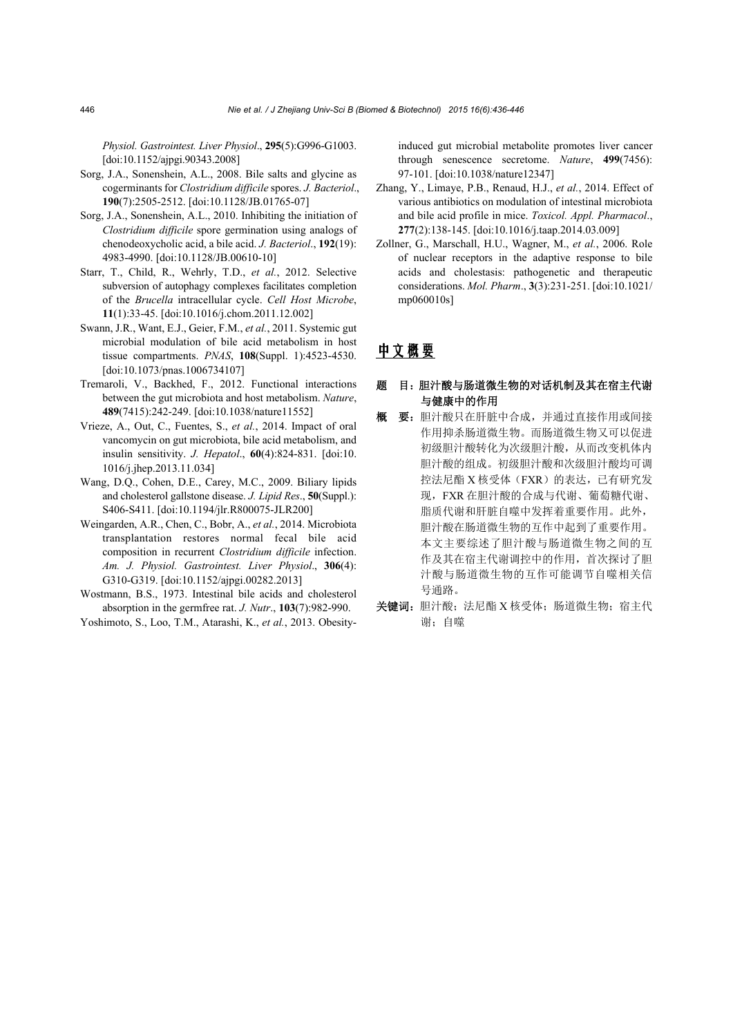*Physiol. Gastrointest. Liver Physiol*., **295**(5):G996-G1003. [doi:10.1152/ajpgi.90343.2008]

Sorg, J.A., Sonenshein, A.L., 2008. Bile salts and glycine as cogerminants for *Clostridium difficile* spores. *J. Bacteriol*., **190**(7):2505-2512. [doi:10.1128/JB.01765-07]

Sorg, J.A., Sonenshein, A.L., 2010. Inhibiting the initiation of *Clostridium difficile* spore germination using analogs of chenodeoxycholic acid, a bile acid. *J. Bacteriol*., **192**(19): 4983-4990. [doi:10.1128/JB.00610-10]

Starr, T., Child, R., Wehrly, T.D., *et al.*, 2012. Selective subversion of autophagy complexes facilitates completion of the *Brucella* intracellular cycle. *Cell Host Microbe*, **11**(1):33-45. [doi:10.1016/j.chom.2011.12.002]

Swann, J.R., Want, E.J., Geier, F.M., *et al.*, 2011. Systemic gut microbial modulation of bile acid metabolism in host tissue compartments. *PNAS*, **108**(Suppl. 1):4523-4530. [doi:10.1073/pnas.1006734107]

Tremaroli, V., Backhed, F., 2012. Functional interactions between the gut microbiota and host metabolism. *Nature*, **489**(7415):242-249. [doi:10.1038/nature11552]

Vrieze, A., Out, C., Fuentes, S., *et al.*, 2014. Impact of oral vancomycin on gut microbiota, bile acid metabolism, and insulin sensitivity. *J. Hepatol*., **60**(4):824-831. [doi:10.1016/j.jhep.2013.11.034]

Wang, D.Q., Cohen, D.E., Carey, M.C., 2009. Biliary lipids and cholesterol gallstone disease. *J. Lipid Res*., **50**(Suppl.): S406-S411. [doi:10.1194/jlr.R800075-JLR200]

Weingarden, A.R., Chen, C., Bobr, A., *et al.*, 2014. Microbiota transplantation restores normal fecal bile acid composition in recurrent *Clostridium difficile* infection. *Am. J. Physiol. Gastrointest. Liver Physiol*., **306**(4): G310-G319. [doi:10.1152/ajpgi.00282.2013]

Wostmann, B.S., 1973. Intestinal bile acids and cholesterol absorption in the germfree rat. *J. Nutr*., **103**(7):982-990.

Yoshimoto, S., Loo, T.M., Atarashi, K., *et al.*, 2013. Obesity-induced gut microbial metabolite promotes liver cancer through senescence secretome. *Nature*, **499**(7456): 97-101. [doi:10.1038/nature12347]

Zhang, Y., Limaye, P.B., Renaud, H.J., *et al.*, 2014. Effect of various antibiotics on modulation of intestinal microbiota and bile acid profile in mice. *Toxicol. Appl. Pharmacol*., **277**(2):138-145. [doi:10.1016/j.taap.2014.03.009]

Zollner, G., Marschall, H.U., Wagner, M., *et al.*, 2006. Role of nuclear receptors in the adaptive response to bile acids and cholestasis: pathogenetic and therapeutic considerations. *Mol. Pharm*., **3**(3):231-251. [doi:10.1021/mp060010s]

## 中文概要

**题　目：胆汁酸与肠道微生物的对话机制及其在宿主代谢与健康中的作用**

**概　要：**胆汁酸只在肝脏中合成，并通过直接作用或间接作用抑杀肠道微生物。而肠道微生物又可以促进初级胆汁酸转化为次级胆汁酸，从而改变机体内胆汁酸的组成。初级胆汁酸和次级胆汁酸均可调控法尼酯 X 核受体（FXR）的表达，已有研究发现，FXR 在胆汁酸的合成与代谢、葡萄糖代谢、脂质代谢和肝脏自噬中发挥着重要作用。此外，胆汁酸在肠道微生物的互作中起到了重要作用。本文主要综述了胆汁酸与肠道微生物之间的互作及其在宿主代谢调控中的作用，首次探讨了胆汁酸与肠道微生物的互作可能调节自噬相关信号通路。

**关键词：**胆汁酸；法尼酯 X 核受体；肠道微生物；宿主代谢；自噬